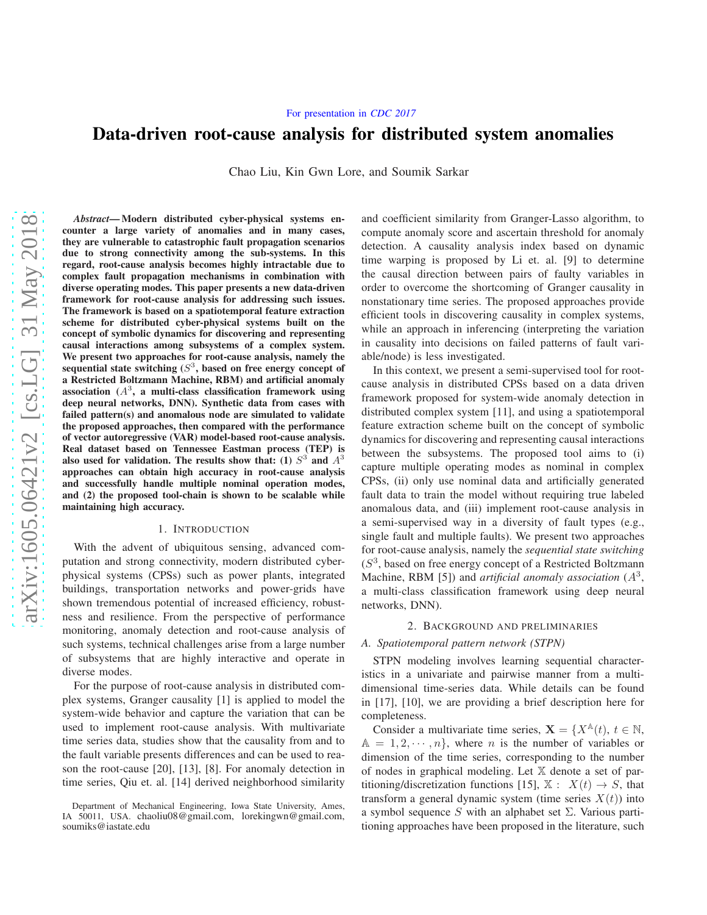For presentation in *CDC 2017*

# Data-driven root-cause analysis for distributed system anomalies

Chao Liu, Kin Gwn Lore, and Soumik Sarkar

***Abstract*— Modern distributed cyber-physical systems encounter a large variety of anomalies and in many cases, they are vulnerable to catastrophic fault propagation scenarios due to strong connectivity among the sub-systems. In this regard, root-cause analysis becomes highly intractable due to complex fault propagation mechanisms in combination with diverse operating modes. This paper presents a new data-driven framework for root-cause analysis for addressing such issues. The framework is based on a spatiotemporal feature extraction scheme for distributed cyber-physical systems built on the concept of symbolic dynamics for discovering and representing causal interactions among subsystems of a complex system. We present two approaches for root-cause analysis, namely the sequential state switching ($S^3$, based on free energy concept of a Restricted Boltzmann Machine, RBM) and artificial anomaly association ($A^3$, a multi-class classification framework using deep neural networks, DNN). Synthetic data from cases with failed pattern(s) and anomalous node are simulated to validate the proposed approaches, then compared with the performance of vector autoregressive (VAR) model-based root-cause analysis. Real dataset based on Tennessee Eastman process (TEP) is also used for validation. The results show that: (1) $S^3$ and $A^3$ approaches can obtain high accuracy in root-cause analysis and successfully handle multiple nominal operation modes, and (2) the proposed tool-chain is shown to be scalable while maintaining high accuracy.**

## 1. Introduction

With the advent of ubiquitous sensing, advanced computation and strong connectivity, modern distributed cyber-physical systems (CPSs) such as power plants, integrated buildings, transportation networks and power-grids have shown tremendous potential of increased efficiency, robustness and resilience. From the perspective of performance monitoring, anomaly detection and root-cause analysis of such systems, technical challenges arise from a large number of subsystems that are highly interactive and operate in diverse modes.

For the purpose of root-cause analysis in distributed complex systems, Granger causality [1] is applied to model the system-wide behavior and capture the variation that can be used to implement root-cause analysis. With multivariate time series data, studies show that the causality from and to the fault variable presents differences and can be used to reason the root-cause [20], [13], [8]. For anomaly detection in time series, Qiu et. al. [14] derived neighborhood similarity and coefficient similarity from Granger-Lasso algorithm, to compute anomaly score and ascertain threshold for anomaly detection. A causality analysis index based on dynamic time warping is proposed by Li et. al. [9] to determine the causal direction between pairs of faulty variables in order to overcome the shortcoming of Granger causality in nonstationary time series. The proposed approaches provide efficient tools in discovering causality in complex systems, while an approach in inferencing (interpreting the variation in causality into decisions on failed patterns of fault variable/node) is less investigated.

In this context, we present a semi-supervised tool for root-cause analysis in distributed CPSs based on a data driven framework proposed for system-wide anomaly detection in distributed complex system [11], and using a spatiotemporal feature extraction scheme built on the concept of symbolic dynamics for discovering and representing causal interactions between the subsystems. The proposed tool aims to (i) capture multiple operating modes as nominal in complex CPSs, (ii) only use nominal data and artificially generated fault data to train the model without requiring true labeled anomalous data, and (iii) implement root-cause analysis in a semi-supervised way in a diversity of fault types (e.g., single fault and multiple faults). We present two approaches for root-cause analysis, namely the *sequential state switching* ($S^3$, based on free energy concept of a Restricted Boltzmann Machine, RBM [5]) and *artificial anomaly association* ($A^3$, a multi-class classification framework using deep neural networks, DNN).

## 2. Background and Preliminaries

### A. Spatiotemporal pattern network (STPN)

STPN modeling involves learning sequential characteristics in a univariate and pairwise manner from a multi-dimensional time-series data. While details can be found in [17], [10], we are providing a brief description here for completeness.

Consider a multivariate time series, $\mathbf{X} = \{X^{\mathbb{A}}(t),\ t \in \mathbb{N},\ \mathbb{A} = 1, 2, \cdots, n\}$, where $n$ is the number of variables or dimension of the time series, corresponding to the number of nodes in graphical modeling. Let $\mathbb{X}$ denote a set of partitioning/discretization functions [15], $\mathbb{X}:\ X(t) \rightarrow S$, that transform a general dynamic system (time series $X(t)$) into a symbol sequence $S$ with an alphabet set $\Sigma$. Various partitioning approaches have been proposed in the literature, such

Department of Mechanical Engineering, Iowa State University, Ames, IA 50011, USA. chaoliu08@gmail.com, lorekingwn@gmail.com, soumiks@iastate.edu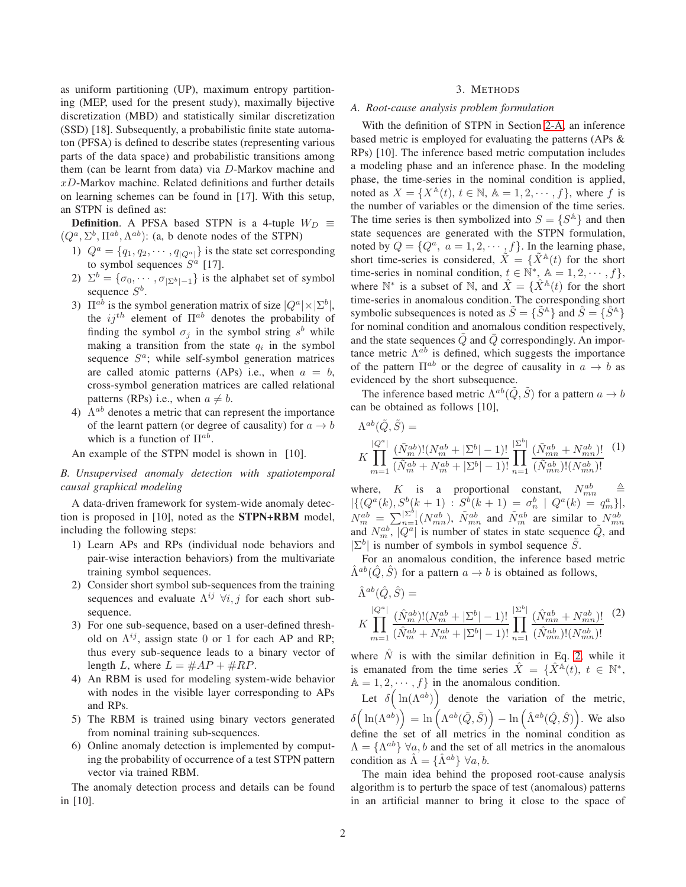as uniform partitioning (UP), maximum entropy partitioning (MEP, used for the present study), maximally bijective discretization (MBD) and statistically similar discretization (SSD) [18]. Subsequently, a probabilistic finite state automaton (PFSA) is defined to describe states (representing various parts of the data space) and probabilistic transitions among them (can be learnt from data) via $D$-Markov machine and $xD$-Markov machine. Related definitions and further details on learning schemes can be found in [17]. With this setup, an STPN is defined as:

**Definition**. A PFSA based STPN is a 4-tuple $W_D \equiv (Q^a, \Sigma^b, \Pi^{ab}, \Lambda^{ab})$: (a, b denote nodes of the STPN)

1) $Q^a = \{q_1, q_2, \cdots, q_{|Q^a|}\}$ is the state set corresponding to symbol sequences $S^a$ [17].
2) $\Sigma^b = \{\sigma_0, \cdots, \sigma_{|\Sigma^b|-1}\}$ is the alphabet set of symbol sequence $S^b$.
3) $\Pi^{ab}$ is the symbol generation matrix of size $|Q^a| \times |\Sigma^b|$, the $ij^{th}$ element of $\Pi^{ab}$ denotes the probability of finding the symbol $\sigma_j$ in the symbol string $s^b$ while making a transition from the state $q_i$ in the symbol sequence $S^a$; while self-symbol generation matrices are called atomic patterns (APs) i.e., when $a = b$, cross-symbol generation matrices are called relational patterns (RPs) i.e., when $a \neq b$.
4) $\Lambda^{ab}$ denotes a metric that can represent the importance of the learnt pattern (or degree of causality) for $a \to b$ which is a function of $\Pi^{ab}$.

An example of the STPN model is shown in [10].

### B. Unsupervised anomaly detection with spatiotemporal causal graphical modeling

A data-driven framework for system-wide anomaly detection is proposed in [10], noted as the **STPN+RBM** model, including the following steps:

1) Learn APs and RPs (individual node behaviors and pair-wise interaction behaviors) from the multivariate training symbol sequences.
2) Consider short symbol sub-sequences from the training sequences and evaluate $\Lambda^{ij}$ $\forall i, j$ for each short subsequence.
3) For one sub-sequence, based on a user-defined threshold on $\Lambda^{ij}$, assign state 0 or 1 for each AP and RP; thus every sub-sequence leads to a binary vector of length $L$, where $L = \#AP + \#RP$.
4) An RBM is used for modeling system-wide behavior with nodes in the visible layer corresponding to APs and RPs.
5) The RBM is trained using binary vectors generated from nominal training sub-sequences.
6) Online anomaly detection is implemented by computing the probability of occurrence of a test STPN pattern vector via trained RBM.

The anomaly detection process and details can be found in [10].

## 3. Methods

### A. Root-cause analysis problem formulation

With the definition of STPN in Section 2-A, an inference based metric is employed for evaluating the patterns (APs & RPs) [10]. The inference based metric computation includes a modeling phase and an inference phase. In the modeling phase, the time-series in the nominal condition is applied, noted as $X = \{X^{\mathbb{A}}(t), t \in \mathbb{N}, \mathbb{A} = 1, 2, \cdots, f\}$, where $f$ is the number of variables or the dimension of the time series. The time series is then symbolized into $S = \{S^{\mathbb{A}}\}$ and then state sequences are generated with the STPN formulation, noted by $Q = \{Q^a, \ a = 1, 2, \cdots, f\}$. In the learning phase, short time-series is considered, $\tilde{X} = \{\tilde{X}^{\mathbb{A}}(t)$ for the short time-series in nominal condition, $t \in \mathbb{N}^*$, $\mathbb{A} = 1, 2, \cdots, f\}$, where $\mathbb{N}^*$ is a subset of $\mathbb{N}$, and $\hat{X} = \{\hat{X}^{\mathbb{A}}(t)$ for the short time-series in anomalous condition. The corresponding short symbolic subsequences is noted as $\tilde{S} = \{\tilde{S}^{\mathbb{A}}\}$ and $\hat{S} = \{\hat{S}^{\mathbb{A}}\}$ for nominal condition and anomalous condition respectively, and the state sequences $\tilde{Q}$ and $\bar{Q}$ correspondingly. An importance metric $\Lambda^{ab}$ is defined, which suggests the importance of the pattern $\Pi^{ab}$ or the degree of causality in $a \to b$ as evidenced by the short subsequence.

The inference based metric $\Lambda^{ab}(\tilde{Q}, \tilde{S})$ for a pattern $a \to b$ can be obtained as follows [10],

$$\Lambda^{ab}(\tilde{Q}, \tilde{S}) = K \prod_{m=1}^{|Q^a|} \frac{(\tilde{N}_m^{ab})!(N_m^{ab} + |\Sigma^b| - 1)!}{(\tilde{N}_m^{ab} + N_m^{ab} + |\Sigma^b| - 1)!} \prod_{n=1}^{|\Sigma^b|} \frac{(\tilde{N}_{mn}^{ab} + N_{mn}^{ab})!}{(\tilde{N}_{mn}^{ab})!(N_{mn}^{ab})!} \quad (1)$$

where, $K$ is a proportional constant, $N_{mn}^{ab} \triangleq |\{(Q^a(k), S^b(k+1) : S^b(k+1) = \sigma_n^b \mid Q^a(k) = q_m^a\}|$, $N_m^{ab} = \sum_{n=1}^{|\Sigma^b|}(N_{mn}^{ab})$, $\tilde{N}_{mn}^{ab}$ and $\tilde{N}_m^{ab}$ are similar to $N_{mn}^{ab}$ and $N_m^{ab}$, $|Q^a|$ is number of states in state sequence $\tilde{Q}$, and $|\Sigma^b|$ is number of symbols in symbol sequence $\tilde{S}$.

For an anomalous condition, the inference based metric $\hat{\Lambda}^{ab}(\hat{Q}, \hat{S})$ for a pattern $a \to b$ is obtained as follows,

$$\hat{\Lambda}^{ab}(\hat{Q}, \hat{S}) = K \prod_{m=1}^{|Q^a|} \frac{(\hat{N}_m^{ab})!(N_m^{ab} + |\Sigma^b| - 1)!}{(\hat{N}_m^{ab} + N_m^{ab} + |\Sigma^b| - 1)!} \prod_{n=1}^{|\Sigma^b|} \frac{(\hat{N}_{mn}^{ab} + N_{mn}^{ab})!}{(\hat{N}_{mn}^{ab})!(N_{mn}^{ab})!} \quad (2)$$

where $\hat{N}$ is with the similar definition in Eq. 2, while it is emanated from the time series $\hat{X} = \{\hat{X}^{\mathbb{A}}(t), t \in \mathbb{N}^*, \mathbb{A} = 1, 2, \cdots, f\}$ in the anomalous condition.

Let $\delta\Big(\ln(\Lambda^{ab})\Big)$ denote the variation of the metric, $\delta\Big(\ln(\Lambda^{ab})\Big) = \ln\Big(\Lambda^{ab}(\tilde{Q}, \tilde{S})\Big) - \ln\Big(\hat{\Lambda}^{ab}(\hat{Q}, \hat{S})\Big)$. We also define the set of all metrics in the nominal condition as $\Lambda = \{\Lambda^{ab}\} \ \forall a, b$ and the set of all metrics in the anomalous condition as $\hat{\Lambda} = \{\hat{\Lambda}^{ab}\} \ \forall a, b$.

The main idea behind the proposed root-cause analysis algorithm is to perturb the space of test (anomalous) patterns in an artificial manner to bring it close to the space of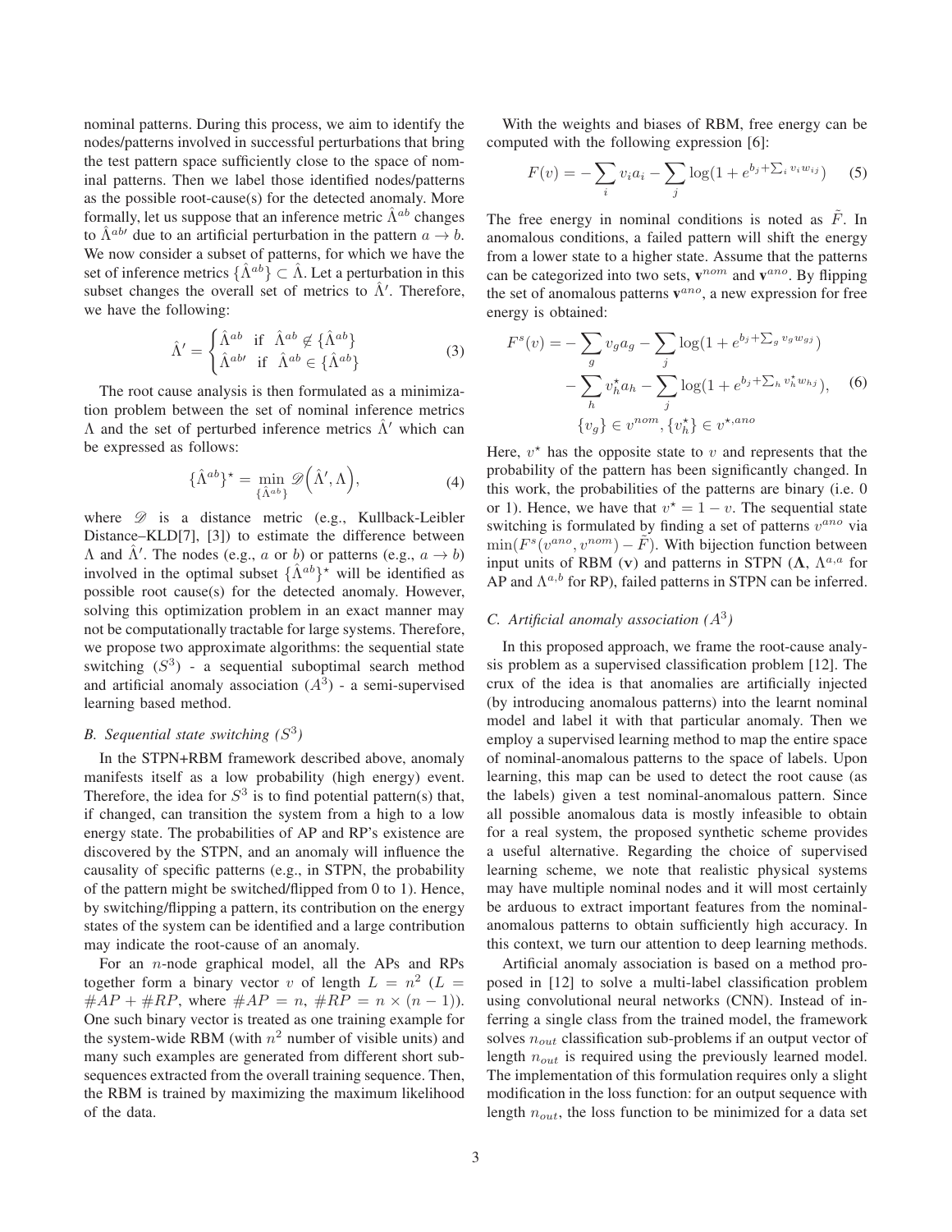nominal patterns. During this process, we aim to identify the nodes/patterns involved in successful perturbations that bring the test pattern space sufficiently close to the space of nominal patterns. Then we label those identified nodes/patterns as the possible root-cause(s) for the detected anomaly. More formally, let us suppose that an inference metric $\hat{\Lambda}^{ab}$ changes to $\hat{\Lambda}^{ab\prime}$ due to an artificial perturbation in the pattern $a \to b$. We now consider a subset of patterns, for which we have the set of inference metrics $\{\hat{\Lambda}^{ab}\} \subset \hat{\Lambda}$. Let a perturbation in this subset changes the overall set of metrics to $\hat{\Lambda}'$. Therefore, we have the following:

$$\hat{\Lambda}' = \begin{cases} \hat{\Lambda}^{ab} & \text{if } \hat{\Lambda}^{ab} \notin \{\hat{\Lambda}^{ab}\} \\ \hat{\Lambda}^{ab\prime} & \text{if } \hat{\Lambda}^{ab} \in \{\hat{\Lambda}^{ab}\} \end{cases} \tag{3}$$

The root cause analysis is then formulated as a minimization problem between the set of nominal inference metrics $\Lambda$ and the set of perturbed inference metrics $\hat{\Lambda}'$ which can be expressed as follows:

$$\{\hat{\Lambda}^{ab}\}^\star = \min_{\{\hat{\Lambda}^{ab}\}} \mathscr{D}\Big(\hat{\Lambda}', \Lambda\Big), \tag{4}$$

where $\mathscr{D}$ is a distance metric (e.g., Kullback-Leibler Distance–KLD[7], [3]) to estimate the difference between $\Lambda$ and $\hat{\Lambda}'$. The nodes (e.g., $a$ or $b$) or patterns (e.g., $a \to b$) involved in the optimal subset $\{\hat{\Lambda}^{ab}\}^\star$ will be identified as possible root cause(s) for the detected anomaly. However, solving this optimization problem in an exact manner may not be computationally tractable for large systems. Therefore, we propose two approximate algorithms: the sequential state switching ($S^3$) - a sequential suboptimal search method and artificial anomaly association ($A^3$) - a semi-supervised learning based method.

### B. Sequential state switching ($S^3$)

In the STPN+RBM framework described above, anomaly manifests itself as a low probability (high energy) event. Therefore, the idea for $S^3$ is to find potential pattern(s) that, if changed, can transition the system from a high to a low energy state. The probabilities of AP and RP's existence are discovered by the STPN, and an anomaly will influence the causality of specific patterns (e.g., in STPN, the probability of the pattern might be switched/flipped from 0 to 1). Hence, by switching/flipping a pattern, its contribution on the energy states of the system can be identified and a large contribution may indicate the root-cause of an anomaly.

For an $n$-node graphical model, all the APs and RPs together form a binary vector $v$ of length $L = n^2$ ($L = \#AP + \#RP$, where $\#AP = n$, $\#RP = n \times (n-1)$). One such binary vector is treated as one training example for the system-wide RBM (with $n^2$ number of visible units) and many such examples are generated from different short subsequences extracted from the overall training sequence. Then, the RBM is trained by maximizing the maximum likelihood of the data.

With the weights and biases of RBM, free energy can be computed with the following expression [6]:

$$F(v) = -\sum_i v_i a_i - \sum_j \log(1 + e^{b_j + \sum_i v_i w_{ij}}) \tag{5}$$

The free energy in nominal conditions is noted as $\tilde{F}$. In anomalous conditions, a failed pattern will shift the energy from a lower state to a higher state. Assume that the patterns can be categorized into two sets, $\mathbf{v}^{nom}$ and $\mathbf{v}^{ano}$. By flipping the set of anomalous patterns $\mathbf{v}^{ano}$, a new expression for free energy is obtained:

$$\begin{aligned} F^s(v) = &-\sum_g v_g a_g - \sum_j \log(1 + e^{b_j + \sum_g v_g w_{gj}}) \\ &- \sum_h v_h^\star a_h - \sum_j \log(1 + e^{b_j + \sum_h v_h^\star w_{hj}}), \\ &\{v_g\} \in v^{nom}, \{v_h^\star\} \in v^{\star,ano} \end{aligned} \tag{6}$$

Here, $v^\star$ has the opposite state to $v$ and represents that the probability of the pattern has been significantly changed. In this work, the probabilities of the patterns are binary (i.e. 0 or 1). Hence, we have that $v^\star = 1 - v$. The sequential state switching is formulated by finding a set of patterns $v^{ano}$ via $\min(F^s(v^{ano}, v^{nom}) - \tilde{F})$. With bijection function between input units of RBM ($\mathbf{v}$) and patterns in STPN ($\mathbf{\Lambda}$, $\Lambda^{a,a}$ for AP and $\Lambda^{a,b}$ for RP), failed patterns in STPN can be inferred.

### C. Artificial anomaly association ($A^3$)

In this proposed approach, we frame the root-cause analysis problem as a supervised classification problem [12]. The crux of the idea is that anomalies are artificially injected (by introducing anomalous patterns) into the learnt nominal model and label it with that particular anomaly. Then we employ a supervised learning method to map the entire space of nominal-anomalous patterns to the space of labels. Upon learning, this map can be used to detect the root cause (as the labels) given a test nominal-anomalous pattern. Since all possible anomalous data is mostly infeasible to obtain for a real system, the proposed synthetic scheme provides a useful alternative. Regarding the choice of supervised learning scheme, we note that realistic physical systems may have multiple nominal nodes and it will most certainly be arduous to extract important features from the nominal-anomalous patterns to obtain sufficiently high accuracy. In this context, we turn our attention to deep learning methods.

Artificial anomaly association is based on a method proposed in [12] to solve a multi-label classification problem using convolutional neural networks (CNN). Instead of inferring a single class from the trained model, the framework solves $n_{out}$ classification sub-problems if an output vector of length $n_{out}$ is required using the previously learned model. The implementation of this formulation requires only a slight modification in the loss function: for an output sequence with length $n_{out}$, the loss function to be minimized for a data set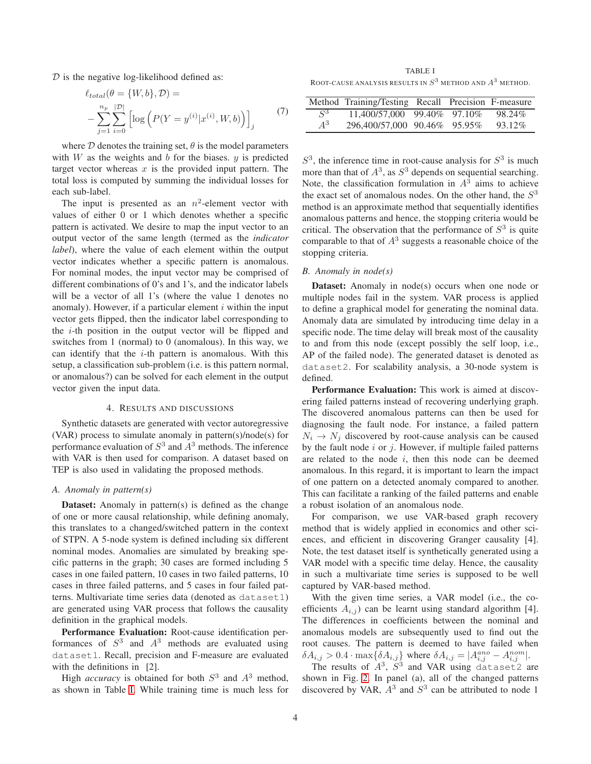$\mathcal{D}$ is the negative log-likelihood defined as:

$$\ell_{total}(\theta = \{W, b\}, \mathcal{D}) = -\sum_{j=1}^{n_p} \sum_{i=0}^{|\mathcal{D}|} \left[ \log \left( P(Y = y^{(i)} | x^{(i)}, W, b) \right) \right]_j \tag{7}$$

where $\mathcal{D}$ denotes the training set, $\theta$ is the model parameters with $W$ as the weights and $b$ for the biases. $y$ is predicted target vector whereas $x$ is the provided input pattern. The total loss is computed by summing the individual losses for each sub-label.

The input is presented as an $n^2$-element vector with values of either 0 or 1 which denotes whether a specific pattern is activated. We desire to map the input vector to an output vector of the same length (termed as the *indicator label*), where the value of each element within the output vector indicates whether a specific pattern is anomalous. For nominal modes, the input vector may be comprised of different combinations of 0's and 1's, and the indicator labels will be a vector of all 1's (where the value 1 denotes no anomaly). However, if a particular element $i$ within the input vector gets flipped, then the indicator label corresponding to the $i$-th position in the output vector will be flipped and switches from 1 (normal) to 0 (anomalous). In this way, we can identify that the $i$-th pattern is anomalous. With this setup, a classification sub-problem (i.e. is this pattern normal, or anomalous?) can be solved for each element in the output vector given the input data.

## 4. Results and discussions

Synthetic datasets are generated with vector autoregressive (VAR) process to simulate anomaly in pattern(s)/node(s) for performance evaluation of $S^3$ and $A^3$ methods. The inference with VAR is then used for comparison. A dataset based on TEP is also used in validating the proposed methods.

### A. Anomaly in pattern(s)

**Dataset:** Anomaly in pattern(s) is defined as the change of one or more causal relationship, while defining anomaly, this translates to a changed/switched pattern in the context of STPN. A 5-node system is defined including six different nominal modes. Anomalies are simulated by breaking specific patterns in the graph; 30 cases are formed including 5 cases in one failed pattern, 10 cases in two failed patterns, 10 cases in three failed patterns, and 5 cases in four failed patterns. Multivariate time series data (denoted as `dataset1`) are generated using VAR process that follows the causality definition in the graphical models.

**Performance Evaluation:** Root-cause identification performances of $S^3$ and $A^3$ methods are evaluated using `dataset1`. Recall, precision and F-measure are evaluated with the definitions in [2].

High *accuracy* is obtained for both $S^3$ and $A^3$ method, as shown in Table I. While training time is much less for $S^3$, the inference time in root-cause analysis for $S^3$ is much more than that of $A^3$, as $S^3$ depends on sequential searching. Note, the classification formulation in $A^3$ aims to achieve the exact set of anomalous nodes. On the other hand, the $S^3$ method is an approximate method that sequentially identifies anomalous patterns and hence, the stopping criteria would be critical. The observation that the performance of $S^3$ is quite comparable to that of $A^3$ suggests a reasonable choice of the stopping criteria.

TABLE I
Root-cause analysis results in $S^3$ method and $A^3$ method.

| Method | Training/Testing | Recall | Precision | F-measure |
|---|---|---|---|---|
| $S^3$ | 11,400/57,000 | 99.40% | 97.10% | 98.24% |
| $A^3$ | 296,400/57,000 | 90.46% | 95.95% | 93.12% |

### B. Anomaly in node(s)

**Dataset:** Anomaly in node(s) occurs when one node or multiple nodes fail in the system. VAR process is applied to define a graphical model for generating the nominal data. Anomaly data are simulated by introducing time delay in a specific node. The time delay will break most of the causality to and from this node (except possibly the self loop, i.e., AP of the failed node). The generated dataset is denoted as `dataset2`. For scalability analysis, a 30-node system is defined.

**Performance Evaluation:** This work is aimed at discovering failed patterns instead of recovering underlying graph. The discovered anomalous patterns can then be used for diagnosing the fault node. For instance, a failed pattern $N_i \rightarrow N_j$ discovered by root-cause analysis can be caused by the fault node $i$ or $j$. However, if multiple failed patterns are related to the node $i$, then this node can be deemed anomalous. In this regard, it is important to learn the impact of one pattern on a detected anomaly compared to another. This can facilitate a ranking of the failed patterns and enable a robust isolation of an anomalous node.

For comparison, we use VAR-based graph recovery method that is widely applied in economics and other sciences, and efficient in discovering Granger causality [4]. Note, the test dataset itself is synthetically generated using a VAR model with a specific time delay. Hence, the causality in such a multivariate time series is supposed to be well captured by VAR-based method.

With the given time series, a VAR model (i.e., the coefficients $A_{i,j}$) can be learnt using standard algorithm [4]. The differences in coefficients between the nominal and anomalous models are subsequently used to find out the root causes. The pattern is deemed to have failed when $\delta A_{i,j} > 0.4 \cdot \max\{\delta A_{i,j}\}$ where $\delta A_{i,j} = |A_{i,j}^{ano} - A_{i,j}^{nom}|$.

The results of $A^3$, $S^3$ and VAR using `dataset2` are shown in Fig. 2. In panel (a), all of the changed patterns discovered by VAR, $A^3$ and $S^3$ can be attributed to node 1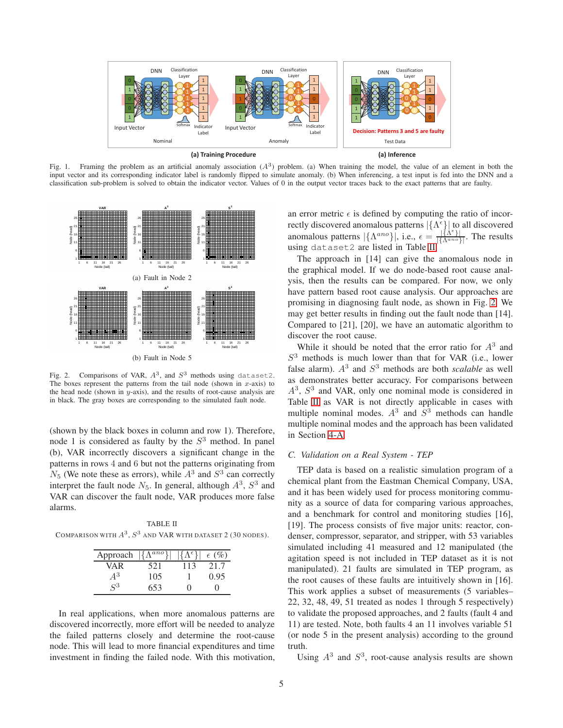**(a) Training Procedure** **(a) Inference**

Fig. 1. Framing the problem as an artificial anomaly association ($A^3$) problem. (a) When training the model, the value of an element in both the input vector and its corresponding indicator label is randomly flipped to simulate anomaly. (b) When inferencing, a test input is fed into the DNN and a classification sub-problem is solved to obtain the indicator vector. Values of 0 in the output vector traces back to the exact patterns that are faulty.

(a) Fault in Node 2

(b) Fault in Node 5

Fig. 2. Comparisons of VAR, $A^3$, and $S^3$ methods using `dataset2`. The boxes represent the patterns from the tail node (shown in $x$-axis) to the head node (shown in $y$-axis), and the results of root-cause analysis are in black. The gray boxes are corresponding to the simulated fault node.

(shown by the black boxes in column and row 1). Therefore, node 1 is considered as faulty by the $S^3$ method. In panel (b), VAR incorrectly discovers a significant change in the patterns in rows 4 and 6 but not the patterns originating from $N_5$ (We note these as errors), while $A^3$ and $S^3$ can correctly interpret the fault node $N_5$. In general, although $A^3$, $S^3$ and VAR can discover the fault node, VAR produces more false alarms.

TABLE II
COMPARISON WITH $A^3$, $S^3$ AND VAR WITH DATASET 2 (30 NODES).

| Approach | $\lvert\{\Lambda^{ano}\}\rvert$ | $\lvert\{\Lambda^{\epsilon}\}\rvert$ | $\epsilon$ (%) |
|---|---|---|---|
| VAR | 521 | 113 | 21.7 |
| $A^3$ | 105 | 1 | 0.95 |
| $S^3$ | 653 | 0 | 0 |

In real applications, when more anomalous patterns are discovered incorrectly, more effort will be needed to analyze the failed patterns closely and determine the root-cause node. This will lead to more financial expenditures and time investment in finding the failed node. With this motivation, an error metric $\epsilon$ is defined by computing the ratio of incorrectly discovered anomalous patterns $\lvert\{\Lambda^{\epsilon}\}\rvert$ to all discovered anomalous patterns $\lvert\{\Lambda^{ano}\}\rvert$, i.e., $\epsilon = \frac{\lvert\{\Lambda^{\epsilon}\}\rvert}{\lvert\{\Lambda^{ano}\}\rvert}$. The results using `dataset2` are listed in Table II.

The approach in [14] can give the anomalous node in the graphical model. If we do node-based root cause analysis, then the results can be compared. For now, we only have pattern based root cause analysis. Our approaches are promising in diagnosing fault node, as shown in Fig. 2. We may get better results in finding out the fault node than [14]. Compared to [21], [20], we have an automatic algorithm to discover the root cause.

While it should be noted that the error ratio for $A^3$ and $S^3$ methods is much lower than that for VAR (i.e., lower false alarm). $A^3$ and $S^3$ methods are both *scalable* as well as demonstrates better accuracy. For comparisons between $A^3$, $S^3$ and VAR, only one nominal mode is considered in Table II as VAR is not directly applicable in cases with multiple nominal modes. $A^3$ and $S^3$ methods can handle multiple nominal modes and the approach has been validated in Section 4-A.

### C. Validation on a Real System - TEP

TEP data is based on a realistic simulation program of a chemical plant from the Eastman Chemical Company, USA, and it has been widely used for process monitoring community as a source of data for comparing various approaches, and a benchmark for control and monitoring studies [16], [19]. The process consists of five major units: reactor, condenser, compressor, separator, and stripper, with 53 variables simulated including 41 measured and 12 manipulated (the agitation speed is not included in TEP dataset as it is not manipulated). 21 faults are simulated in TEP program, as the root causes of these faults are intuitively shown in [16]. This work applies a subset of measurements (5 variables–22, 32, 48, 49, 51 treated as nodes 1 through 5 respectively) to validate the proposed approaches, and 2 faults (fault 4 and 11) are tested. Note, both faults 4 an 11 involves variable 51 (or node 5 in the present analysis) according to the ground truth.

Using $A^3$ and $S^3$, root-cause analysis results are shown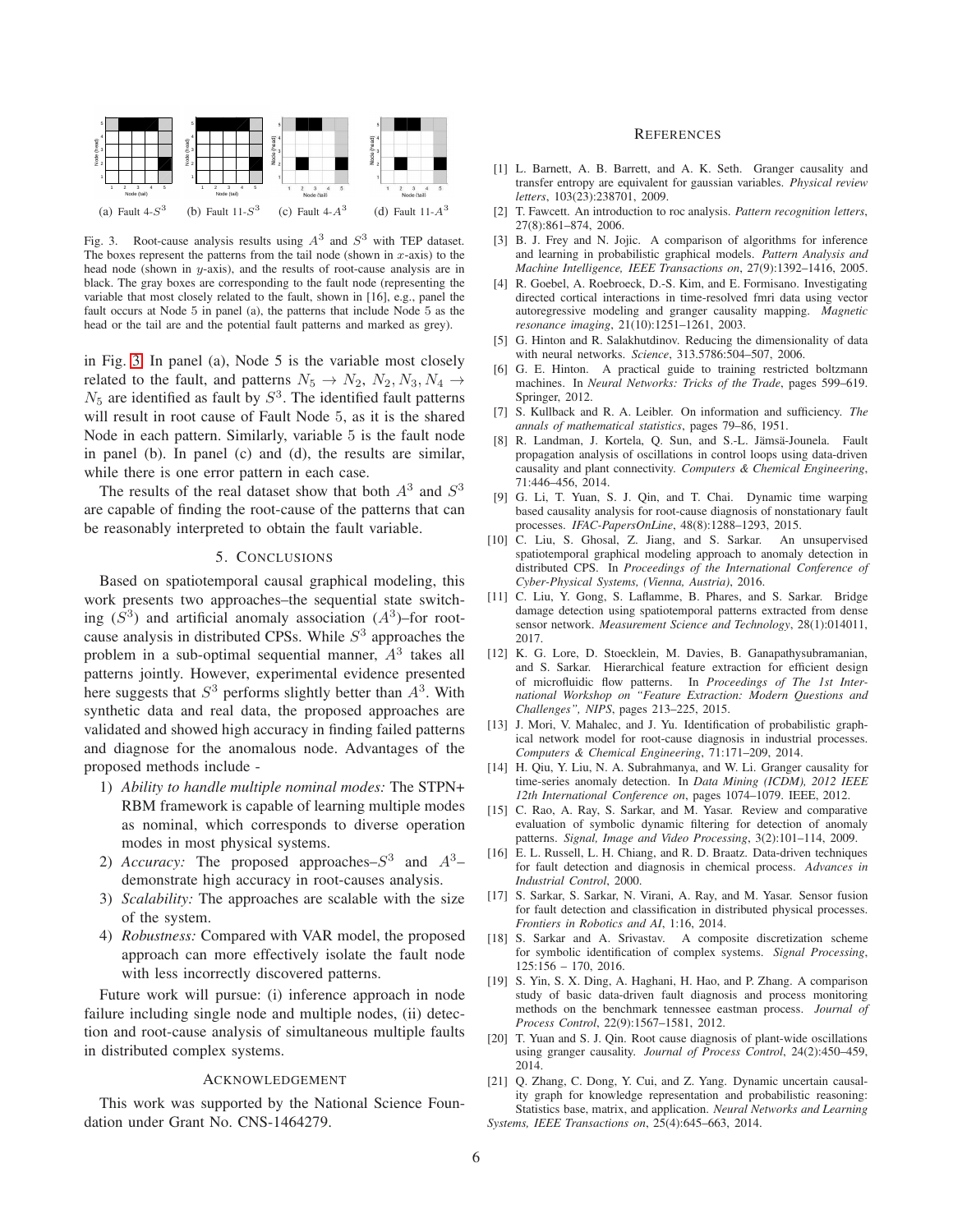5

4

3

2

1

1 2 3 4 5

Node (tail)

Node (head)

(a) Fault 4-$S^3$

(b) Fault 11-$S^3$

(c) Fault 4-$A^3$

(d) Fault 11-$A^3$

Fig. 3. Root-cause analysis results using $A^3$ and $S^3$ with TEP dataset. The boxes represent the patterns from the tail node (shown in $x$-axis) to the head node (shown in $y$-axis), and the results of root-cause analysis are in black. The gray boxes are corresponding to the fault node (representing the variable that most closely related to the fault, shown in [16], e.g., panel the fault occurs at Node 5 in panel (a), the patterns that include Node 5 as the head or the tail are and the potential fault patterns and marked as grey).

in Fig. 3. In panel (a), Node 5 is the variable most closely related to the fault, and patterns $N_5 \rightarrow N_2$, $N_2, N_3, N_4 \rightarrow N_5$ are identified as fault by $S^3$. The identified fault patterns will result in root cause of Fault Node 5, as it is the shared Node in each pattern. Similarly, variable 5 is the fault node in panel (b). In panel (c) and (d), the results are similar, while there is one error pattern in each case.

The results of the real dataset show that both $A^3$ and $S^3$ are capable of finding the root-cause of the patterns that can be reasonably interpreted to obtain the fault variable.

## 5. Conclusions

Based on spatiotemporal causal graphical modeling, this work presents two approaches–the sequential state switching ($S^3$) and artificial anomaly association ($A^3$)–for root-cause analysis in distributed CPSs. While $S^3$ approaches the problem in a sub-optimal sequential manner, $A^3$ takes all patterns jointly. However, experimental evidence presented here suggests that $S^3$ performs slightly better than $A^3$. With synthetic data and real data, the proposed approaches are validated and showed high accuracy in finding failed patterns and diagnose for the anomalous node. Advantages of the proposed methods include -

1) *Ability to handle multiple nominal modes:* The STPN+ RBM framework is capable of learning multiple modes as nominal, which corresponds to diverse operation modes in most physical systems.
2) *Accuracy:* The proposed approaches–$S^3$ and $A^3$– demonstrate high accuracy in root-causes analysis.
3) *Scalability:* The approaches are scalable with the size of the system.
4) *Robustness:* Compared with VAR model, the proposed approach can more effectively isolate the fault node with less incorrectly discovered patterns.

Future work will pursue: (i) inference approach in node failure including single node and multiple nodes, (ii) detection and root-cause analysis of simultaneous multiple faults in distributed complex systems.

## Acknowledgement

This work was supported by the National Science Foundation under Grant No. CNS-1464279.

## References

[1] L. Barnett, A. B. Barrett, and A. K. Seth. Granger causality and transfer entropy are equivalent for gaussian variables. *Physical review letters*, 103(23):238701, 2009.

[2] T. Fawcett. An introduction to roc analysis. *Pattern recognition letters*, 27(8):861–874, 2006.

[3] B. J. Frey and N. Jojic. A comparison of algorithms for inference and learning in probabilistic graphical models. *Pattern Analysis and Machine Intelligence, IEEE Transactions on*, 27(9):1392–1416, 2005.

[4] R. Goebel, A. Roebroeck, D.-S. Kim, and E. Formisano. Investigating directed cortical interactions in time-resolved fmri data using vector autoregressive modeling and granger causality mapping. *Magnetic resonance imaging*, 21(10):1251–1261, 2003.

[5] G. Hinton and R. Salakhutdinov. Reducing the dimensionality of data with neural networks. *Science*, 313.5786:504–507, 2006.

[6] G. E. Hinton. A practical guide to training restricted boltzmann machines. In *Neural Networks: Tricks of the Trade*, pages 599–619. Springer, 2012.

[7] S. Kullback and R. A. Leibler. On information and sufficiency. *The annals of mathematical statistics*, pages 79–86, 1951.

[8] R. Landman, J. Kortela, Q. Sun, and S.-L. Jämsä-Jounela. Fault propagation analysis of oscillations in control loops using data-driven causality and plant connectivity. *Computers & Chemical Engineering*, 71:446–456, 2014.

[9] G. Li, T. Yuan, S. J. Qin, and T. Chai. Dynamic time warping based causality analysis for root-cause diagnosis of nonstationary fault processes. *IFAC-PapersOnLine*, 48(8):1288–1293, 2015.

[10] C. Liu, S. Ghosal, Z. Jiang, and S. Sarkar. An unsupervised spatiotemporal graphical modeling approach to anomaly detection in distributed CPS. In *Proceedings of the International Conference of Cyber-Physical Systems, (Vienna, Austria)*, 2016.

[11] C. Liu, Y. Gong, S. Laflamme, B. Phares, and S. Sarkar. Bridge damage detection using spatiotemporal patterns extracted from dense sensor network. *Measurement Science and Technology*, 28(1):014011, 2017.

[12] K. G. Lore, D. Stoecklein, M. Davies, B. Ganapathysubramanian, and S. Sarkar. Hierarchical feature extraction for efficient design of microfluidic flow patterns. In *Proceedings of The 1st International Workshop on "Feature Extraction: Modern Questions and Challenges", NIPS*, pages 213–225, 2015.

[13] J. Mori, V. Mahalec, and J. Yu. Identification of probabilistic graphical network model for root-cause diagnosis in industrial processes. *Computers & Chemical Engineering*, 71:171–209, 2014.

[14] H. Qiu, Y. Liu, N. A. Subrahmanya, and W. Li. Granger causality for time-series anomaly detection. In *Data Mining (ICDM), 2012 IEEE 12th International Conference on*, pages 1074–1079. IEEE, 2012.

[15] C. Rao, A. Ray, S. Sarkar, and M. Yasar. Review and comparative evaluation of symbolic dynamic filtering for detection of anomaly patterns. *Signal, Image and Video Processing*, 3(2):101–114, 2009.

[16] E. L. Russell, L. H. Chiang, and R. D. Braatz. Data-driven techniques for fault detection and diagnosis in chemical process. *Advances in Industrial Control*, 2000.

[17] S. Sarkar, S. Sarkar, N. Virani, A. Ray, and M. Yasar. Sensor fusion for fault detection and classification in distributed physical processes. *Frontiers in Robotics and AI*, 1:16, 2014.

[18] S. Sarkar and A. Srivastav. A composite discretization scheme for symbolic identification of complex systems. *Signal Processing*, 125:156 – 170, 2016.

[19] S. Yin, S. X. Ding, A. Haghani, H. Hao, and P. Zhang. A comparison study of basic data-driven fault diagnosis and process monitoring methods on the benchmark tennessee eastman process. *Journal of Process Control*, 22(9):1567–1581, 2012.

[20] T. Yuan and S. J. Qin. Root cause diagnosis of plant-wide oscillations using granger causality. *Journal of Process Control*, 24(2):450–459, 2014.

[21] Q. Zhang, C. Dong, Y. Cui, and Z. Yang. Dynamic uncertain causality graph for knowledge representation and probabilistic reasoning: Statistics base, matrix, and application. *Neural Networks and Learning Systems, IEEE Transactions on*, 25(4):645–663, 2014.